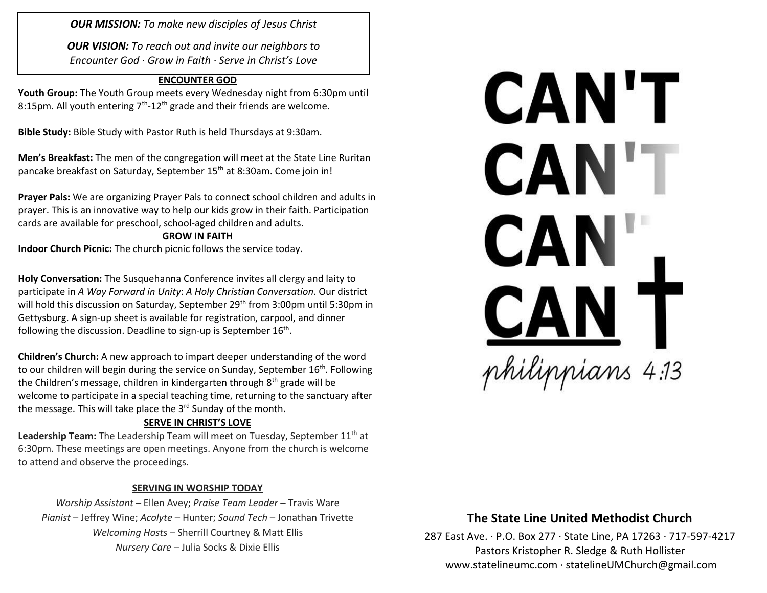***OUR MISSION:*** *To make new disciples of Jesus Christ*

***OUR VISION:*** *To reach out and invite our neighbors to Encounter God · Grow in Faith · Serve in Christ's Love*

## ENCOUNTER GOD

**Youth Group:** The Youth Group meets every Wednesday night from 6:30pm until 8:15pm. All youth entering 7th-12th grade and their friends are welcome.

**Bible Study:** Bible Study with Pastor Ruth is held Thursdays at 9:30am.

**Men's Breakfast:** The men of the congregation will meet at the State Line Ruritan pancake breakfast on Saturday, September 15th at 8:30am. Come join in!

**Prayer Pals:** We are organizing Prayer Pals to connect school children and adults in prayer. This is an innovative way to help our kids grow in their faith. Participation cards are available for preschool, school-aged children and adults.

## GROW IN FAITH

**Indoor Church Picnic:** The church picnic follows the service today.

**Holy Conversation:** The Susquehanna Conference invites all clergy and laity to participate in *A Way Forward in Unity*: *A Holy Christian Conversation*. Our district will hold this discussion on Saturday, September 29th from 3:00pm until 5:30pm in Gettysburg. A sign-up sheet is available for registration, carpool, and dinner following the discussion. Deadline to sign-up is September 16th.

**Children's Church:** A new approach to impart deeper understanding of the word to our children will begin during the service on Sunday, September 16th. Following the Children's message, children in kindergarten through 8th grade will be welcome to participate in a special teaching time, returning to the sanctuary after the message. This will take place the 3rd Sunday of the month.

## SERVE IN CHRIST'S LOVE

**Leadership Team:** The Leadership Team will meet on Tuesday, September 11th at 6:30pm. These meetings are open meetings. Anyone from the church is welcome to attend and observe the proceedings.

## SERVING IN WORSHIP TODAY

*Worship Assistant* – Ellen Avey; *Praise Team Leader* – Travis Ware
*Pianist* – Jeffrey Wine; *Acolyte* – Hunter; *Sound Tech* – Jonathan Trivette
*Welcoming Hosts* – Sherrill Courtney & Matt Ellis
*Nursery Care* – Julia Socks & Dixie Ellis

# CAN'T
# CAN'T
# CAN'T
# CAN †

*philippians 4:13*

## The State Line United Methodist Church

287 East Ave. · P.O. Box 277 · State Line, PA 17263 · 717-597-4217
Pastors Kristopher R. Sledge & Ruth Hollister
www.statelineumc.com · statelineUMChurch@gmail.com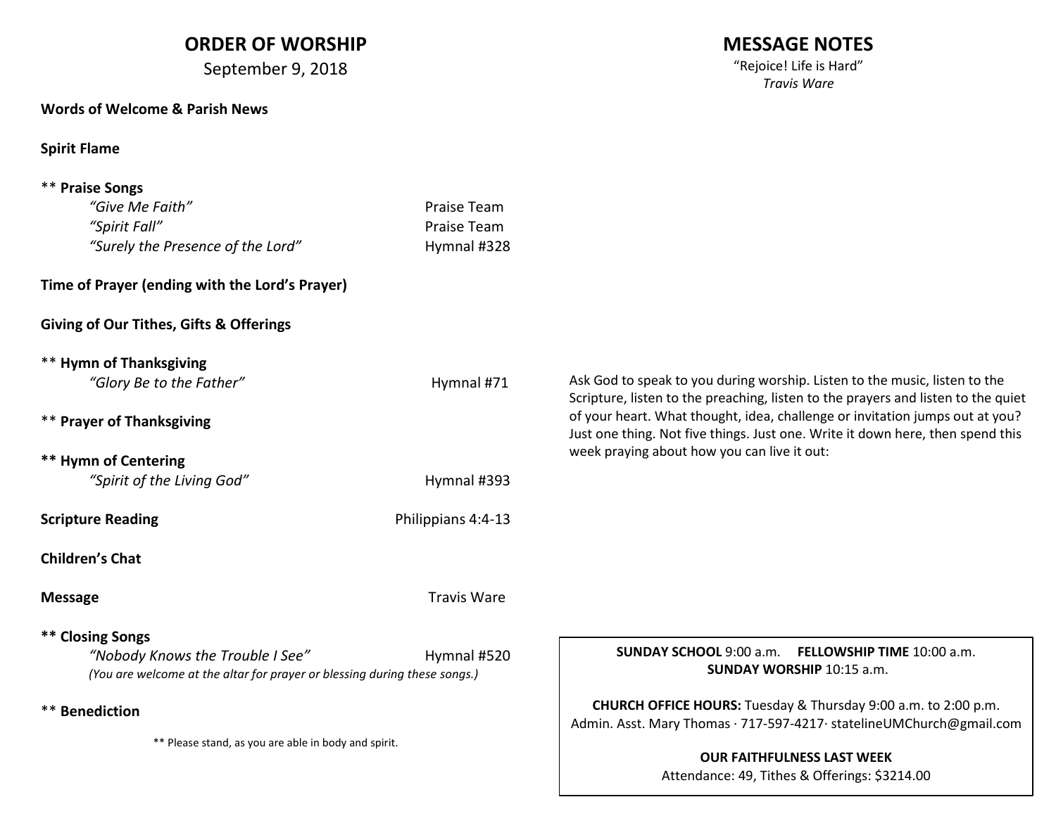## ORDER OF WORSHIP

September 9, 2018

**Words of Welcome & Parish News**

**Spirit Flame**

** **Praise Songs**

*"Give Me Faith"* Praise Team
*"Spirit Fall"* Praise Team
*"Surely the Presence of the Lord"* Hymnal #328

**Time of Prayer (ending with the Lord's Prayer)**

**Giving of Our Tithes, Gifts & Offerings**

** **Hymn of Thanksgiving**

*"Glory Be to the Father"* Hymnal #71

** **Prayer of Thanksgiving**

**** Hymn of Centering**

*"Spirit of the Living God"* Hymnal #393

**Scripture Reading** Philippians 4:4-13

**Children's Chat**

**Message** Travis Ware

**** Closing Songs**

*"Nobody Knows the Trouble I See"* Hymnal #520
*(You are welcome at the altar for prayer or blessing during these songs.)*

** **Benediction**

** Please stand, as you are able in body and spirit.

## MESSAGE NOTES

"Rejoice! Life is Hard"
*Travis Ware*

Ask God to speak to you during worship. Listen to the music, listen to the Scripture, listen to the preaching, listen to the prayers and listen to the quiet of your heart. What thought, idea, challenge or invitation jumps out at you? Just one thing. Not five things. Just one. Write it down here, then spend this week praying about how you can live it out:

**SUNDAY SCHOOL** 9:00 a.m. **FELLOWSHIP TIME** 10:00 a.m.
**SUNDAY WORSHIP** 10:15 a.m.

**CHURCH OFFICE HOURS:** Tuesday & Thursday 9:00 a.m. to 2:00 p.m.
Admin. Asst. Mary Thomas · 717-597-4217· statelineUMChurch@gmail.com

**OUR FAITHFULNESS LAST WEEK**
Attendance: 49, Tithes & Offerings: $3214.00